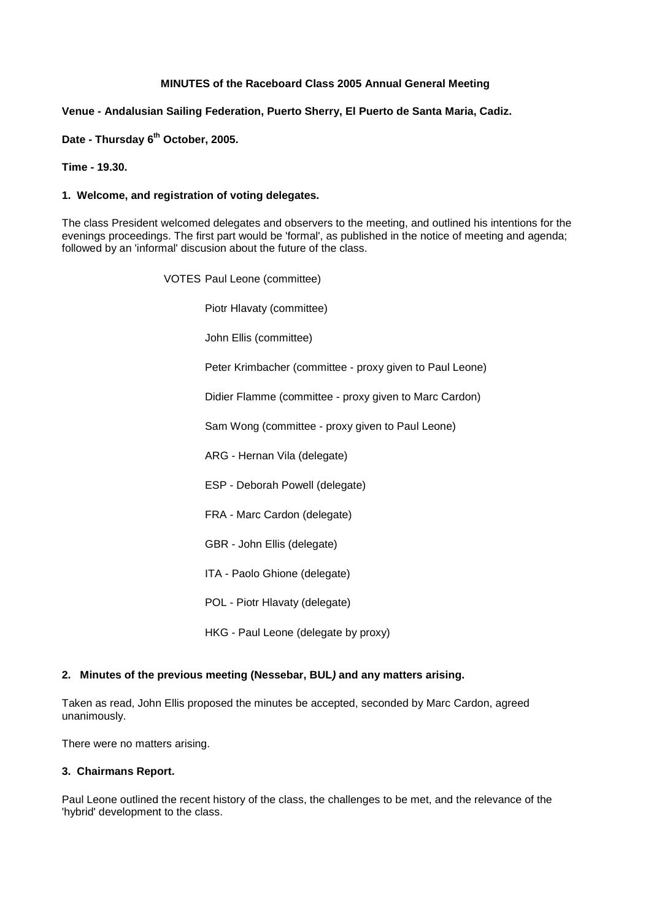**MINUTES of the Raceboard Class 2005 Annual General Meeting**

**Venue - Andalusian Sailing Federation, Puerto Sherry, El Puerto de Santa Maria, Cadiz.**

**Date - Thursday 6th October, 2005.**

**Time - 19.30.**

**1. Welcome, and registration of voting delegates.**

The class President welcomed delegates and observers to the meeting, and outlined his intentions for the evenings proceedings. The first part would be 'formal', as published in the notice of meeting and agenda; followed by an 'informal' discusion about the future of the class.

VOTES Paul Leone (committee)

Piotr Hlavaty (committee)

John Ellis (committee)

Peter Krimbacher (committee - proxy given to Paul Leone)

Didier Flamme (committee - proxy given to Marc Cardon)

Sam Wong (committee - proxy given to Paul Leone)

ARG - Hernan Vila (delegate)

ESP - Deborah Powell (delegate)

FRA - Marc Cardon (delegate)

GBR - John Ellis (delegate)

ITA - Paolo Ghione (delegate)

POL - Piotr Hlavaty (delegate)

HKG - Paul Leone (delegate by proxy)

**2. Minutes of the previous meeting (Nessebar, BUL) and any matters arising.**

Taken as read, John Ellis proposed the minutes be accepted, seconded by Marc Cardon, agreed unanimously.

There were no matters arising.

**3. Chairmans Report.**

Paul Leone outlined the recent history of the class, the challenges to be met, and the relevance of the 'hybrid' development to the class.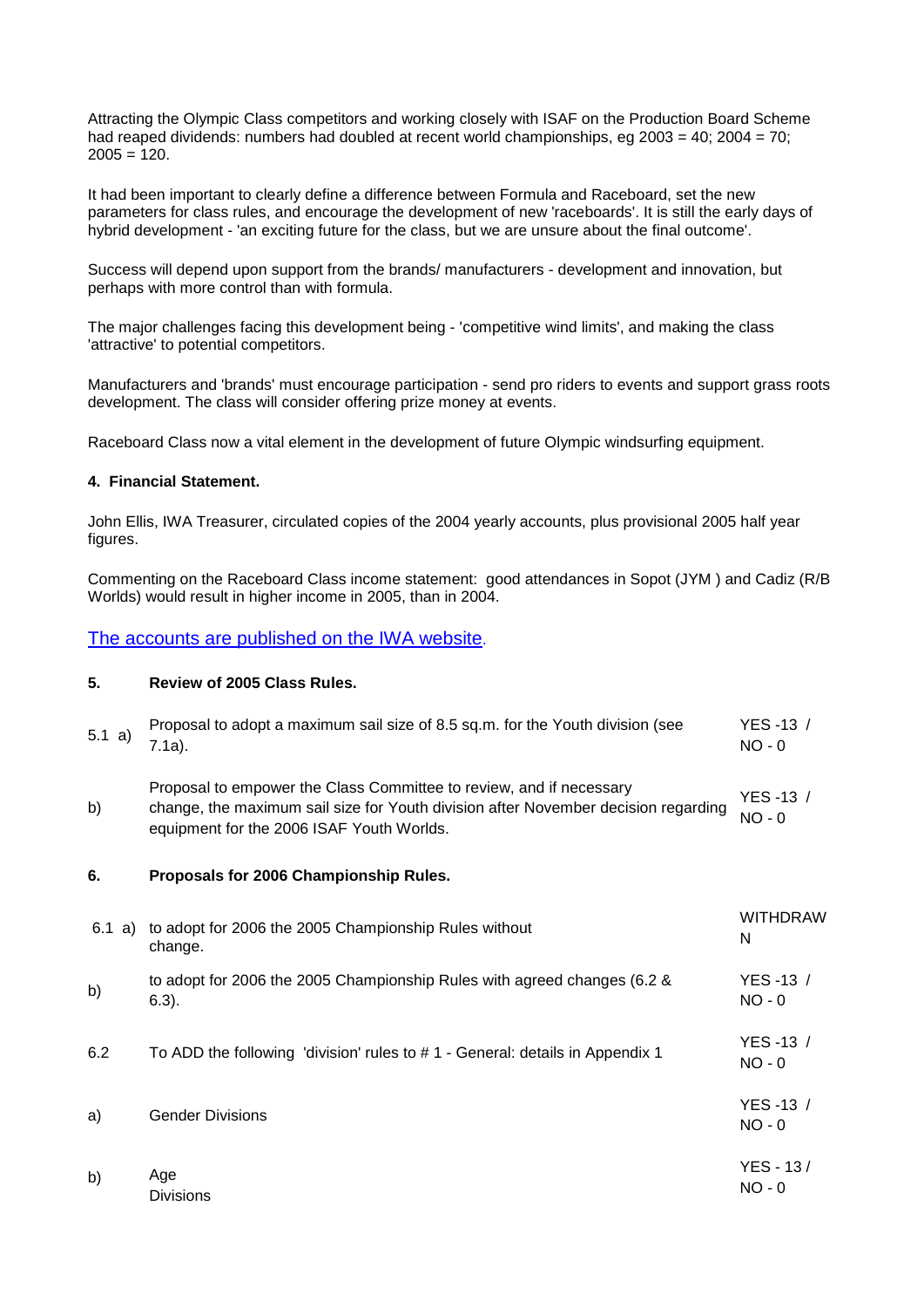Attracting the Olympic Class competitors and working closely with ISAF on the Production Board Scheme had reaped dividends: numbers had doubled at recent world championships, eg 2003 = 40; 2004 = 70; 2005 = 120.

It had been important to clearly define a difference between Formula and Raceboard, set the new parameters for class rules, and encourage the development of new 'raceboards'. It is still the early days of hybrid development - 'an exciting future for the class, but we are unsure about the final outcome'.

Success will depend upon support from the brands/ manufacturers - development and innovation, but perhaps with more control than with formula.

The major challenges facing this development being - 'competitive wind limits', and making the class 'attractive' to potential competitors.

Manufacturers and 'brands' must encourage participation - send pro riders to events and support grass roots development. The class will consider offering prize money at events.

Raceboard Class now a vital element in the development of future Olympic windsurfing equipment.

**4. Financial Statement.**

John Ellis, IWA Treasurer, circulated copies of the 2004 yearly accounts, plus provisional 2005 half year figures.

Commenting on the Raceboard Class income statement: good attendances in Sopot (JYM ) and Cadiz (R/B Worlds) would result in higher income in 2005, than in 2004.

The accounts are published on the IWA website.

| | | |
|---|---|---|
| **5.** | **Review of 2005 Class Rules.** | |
| 5.1 a) | Proposal to adopt a maximum sail size of 8.5 sq.m. for the Youth division (see 7.1a). | YES -13 / NO - 0 |
| b) | Proposal to empower the Class Committee to review, and if necessary change, the maximum sail size for Youth division after November decision regarding equipment for the 2006 ISAF Youth Worlds. | YES -13 / NO - 0 |
| **6.** | **Proposals for 2006 Championship Rules.** | |
| 6.1 a) | to adopt for 2006 the 2005 Championship Rules without change. | WITHDRAWN |
| b) | to adopt for 2006 the 2005 Championship Rules with agreed changes (6.2 & 6.3). | YES -13 / NO - 0 |
| 6.2 | To ADD the following 'division' rules to # 1 - General: details in Appendix 1 | YES -13 / NO - 0 |
| a) | Gender Divisions | YES -13 / NO - 0 |
| b) | Age Divisions | YES - 13 / NO - 0 |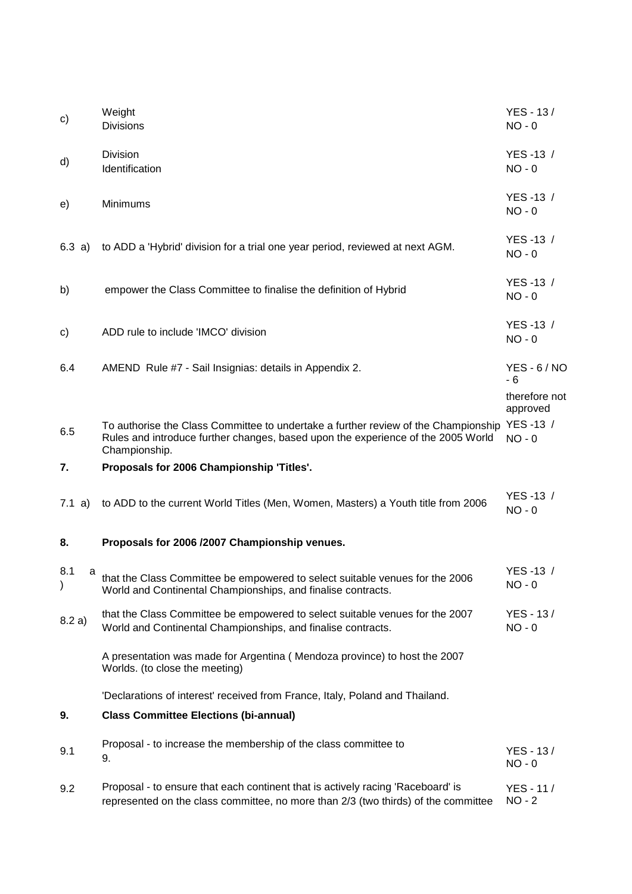| | | |
|---|---|---|
| c) | Weight Divisions | YES - 13 / NO - 0 |
| d) | Division Identification | YES -13 / NO - 0 |
| e) | Minimums | YES -13 / NO - 0 |
| 6.3 a) | to ADD a 'Hybrid' division for a trial one year period, reviewed at next AGM. | YES -13 / NO - 0 |
| b) | empower the Class Committee to finalise the definition of Hybrid | YES -13 / NO - 0 |
| c) | ADD rule to include 'IMCO' division | YES -13 / NO - 0 |
| 6.4 | AMEND Rule #7 - Sail Insignias: details in Appendix 2. | YES - 6 / NO - 6 therefore not approved |
| 6.5 | To authorise the Class Committee to undertake a further review of the Championship Rules and introduce further changes, based upon the experience of the 2005 World Championship. | YES -13 / NO - 0 |

**7. Proposals for 2006 Championship 'Titles'.**

| | | |
|---|---|---|
| 7.1 a) | to ADD to the current World Titles (Men, Women, Masters) a Youth title from 2006 | YES -13 / NO - 0 |

**8. Proposals for 2006 /2007 Championship venues.**

| | | |
|---|---|---|
| 8.1 a) | that the Class Committee be empowered to select suitable venues for the 2006 World and Continental Championships, and finalise contracts. | YES -13 / NO - 0 |
| 8.2 a) | that the Class Committee be empowered to select suitable venues for the 2007 World and Continental Championships, and finalise contracts. | YES - 13 / NO - 0 |

A presentation was made for Argentina ( Mendoza province) to host the 2007 Worlds. (to close the meeting)

'Declarations of interest' received from France, Italy, Poland and Thailand.

**9. Class Committee Elections (bi-annual)**

| | | |
|---|---|---|
| 9.1 | Proposal - to increase the membership of the class committee to 9. | YES - 13 / NO - 0 |
| 9.2 | Proposal - to ensure that each continent that is actively racing 'Raceboard' is represented on the class committee, no more than 2/3 (two thirds) of the committee | YES - 11 / NO - 2 |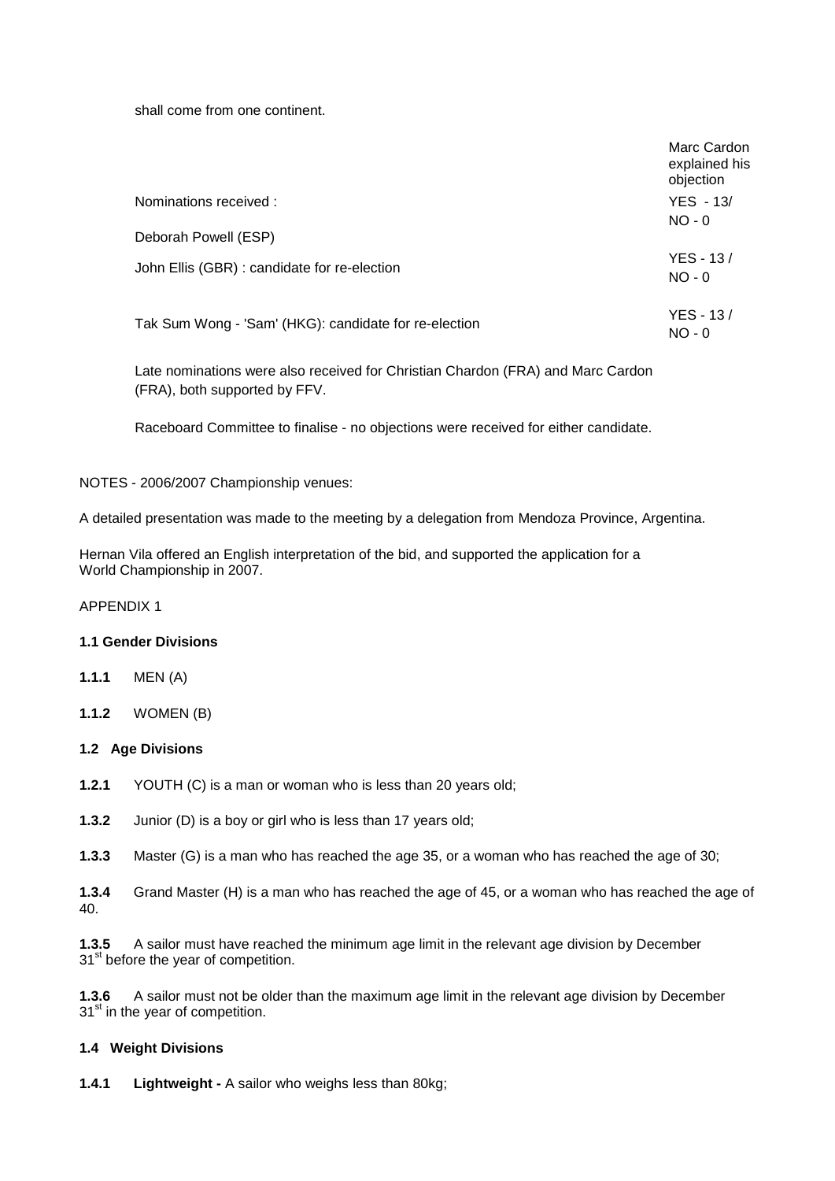shall come from one continent.

| | |
|---|---|
| | Marc Cardon explained his objection |
| Nominations received : | YES - 13/ NO - 0 |
| Deborah Powell (ESP) | |
| John Ellis (GBR) : candidate for re-election | YES - 13 / NO - 0 |
| Tak Sum Wong - 'Sam' (HKG): candidate for re-election | YES - 13 / NO - 0 |

Late nominations were also received for Christian Chardon (FRA) and Marc Cardon (FRA), both supported by FFV.

Raceboard Committee to finalise - no objections were received for either candidate.

NOTES - 2006/2007 Championship venues:

A detailed presentation was made to the meeting by a delegation from Mendoza Province, Argentina.

Hernan Vila offered an English interpretation of the bid, and supported the application for a World Championship in 2007.

APPENDIX 1

**1.1 Gender Divisions**

**1.1.1** MEN (A)

**1.1.2** WOMEN (B)

**1.2 Age Divisions**

**1.2.1** YOUTH (C) is a man or woman who is less than 20 years old;

**1.3.2** Junior (D) is a boy or girl who is less than 17 years old;

**1.3.3** Master (G) is a man who has reached the age 35, or a woman who has reached the age of 30;

**1.3.4** Grand Master (H) is a man who has reached the age of 45, or a woman who has reached the age of 40.

**1.3.5** A sailor must have reached the minimum age limit in the relevant age division by December 31st before the year of competition.

**1.3.6** A sailor must not be older than the maximum age limit in the relevant age division by December 31st in the year of competition.

**1.4 Weight Divisions**

**1.4.1 Lightweight -** A sailor who weighs less than 80kg;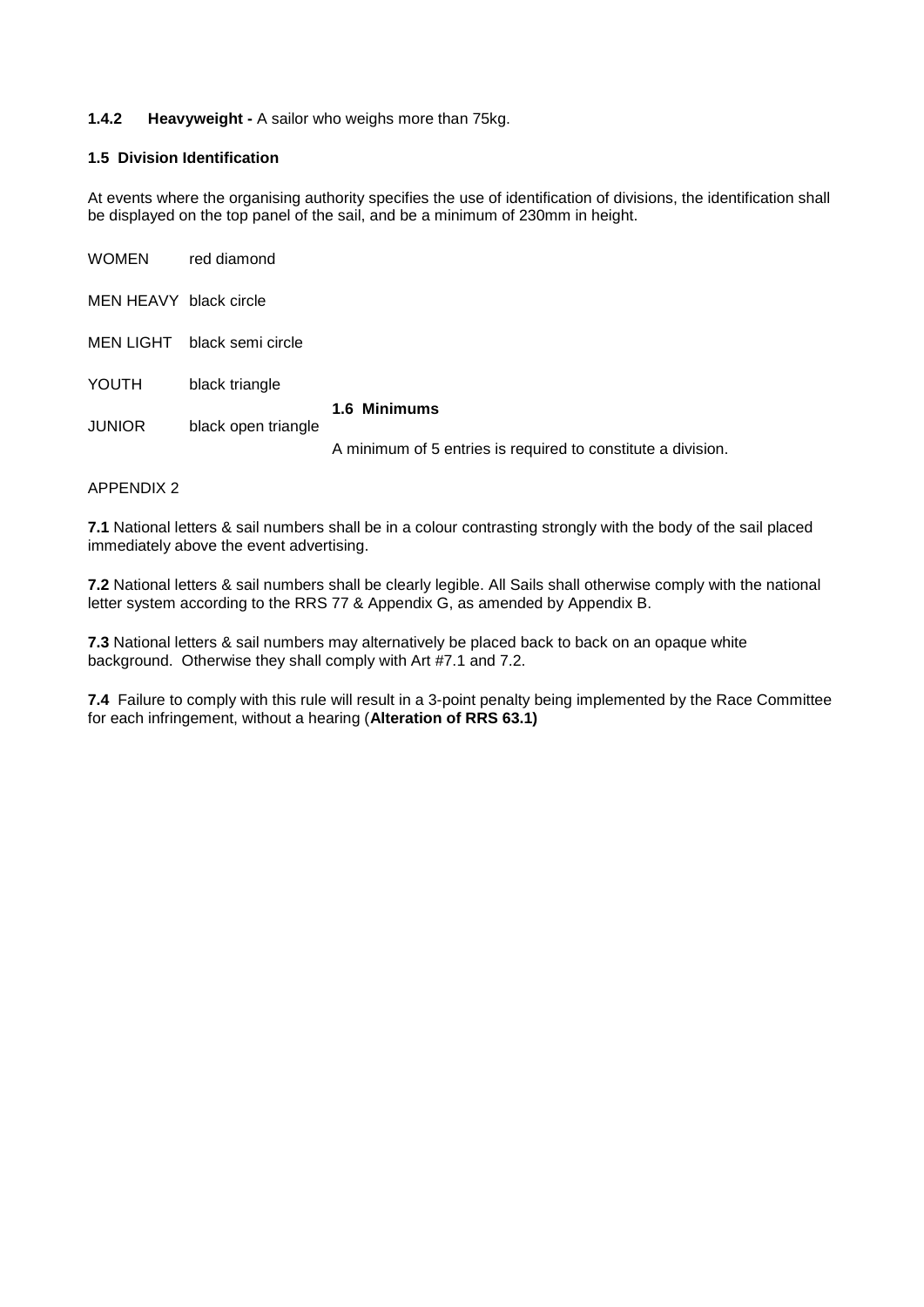**1.4.2 Heavyweight -** A sailor who weighs more than 75kg.

**1.5 Division Identification**

At events where the organising authority specifies the use of identification of divisions, the identification shall be displayed on the top panel of the sail, and be a minimum of 230mm in height.

| | |
|---|---|
| WOMEN | red diamond |
| MEN HEAVY | black circle |
| MEN LIGHT | black semi circle |
| YOUTH | black triangle |
| JUNIOR | black open triangle |

**1.6 Minimums**

A minimum of 5 entries is required to constitute a division.

APPENDIX 2

**7.1** National letters & sail numbers shall be in a colour contrasting strongly with the body of the sail placed immediately above the event advertising.

**7.2** National letters & sail numbers shall be clearly legible. All Sails shall otherwise comply with the national letter system according to the RRS 77 & Appendix G, as amended by Appendix B.

**7.3** National letters & sail numbers may alternatively be placed back to back on an opaque white background. Otherwise they shall comply with Art #7.1 and 7.2.

**7.4** Failure to comply with this rule will result in a 3-point penalty being implemented by the Race Committee for each infringement, without a hearing (**Alteration of RRS 63.1)**